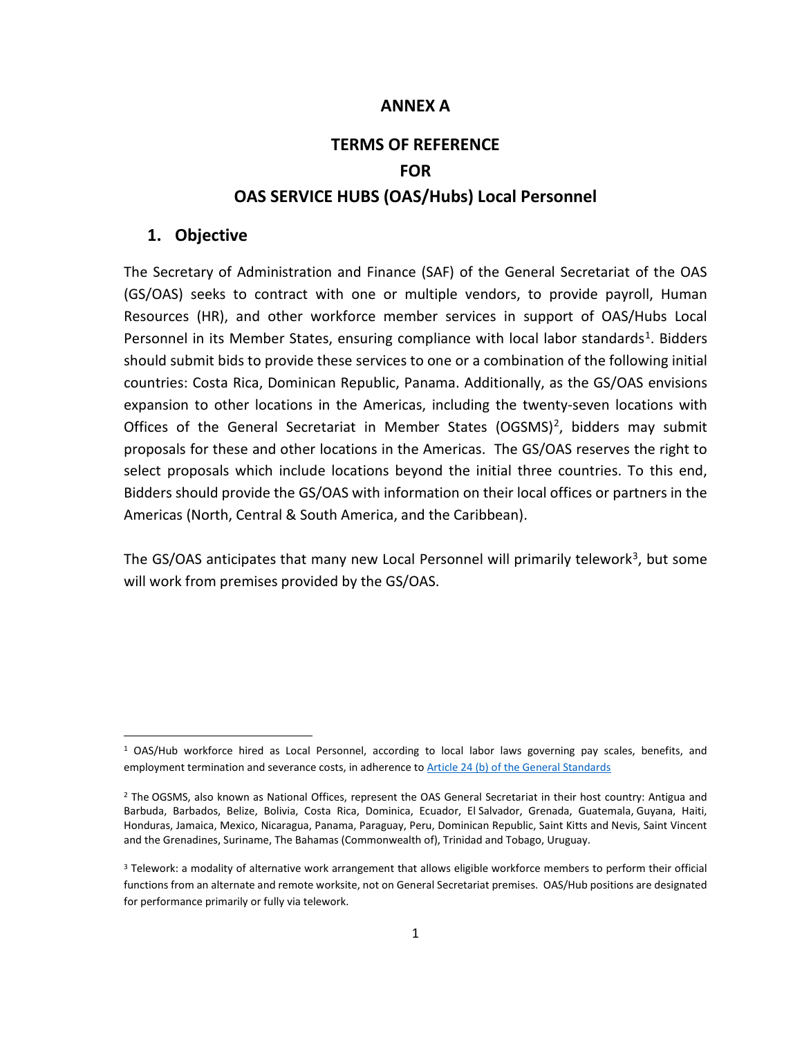# ANNEX A

# TERMS OF REFERENCE
# FOR
# OAS SERVICE HUBS (OAS/Hubs) Local Personnel

## 1. Objective

The Secretary of Administration and Finance (SAF) of the General Secretariat of the OAS (GS/OAS) seeks to contract with one or multiple vendors, to provide payroll, Human Resources (HR), and other workforce member services in support of OAS/Hubs Local Personnel in its Member States, ensuring compliance with local labor standards[1]. Bidders should submit bids to provide these services to one or a combination of the following initial countries: Costa Rica, Dominican Republic, Panama. Additionally, as the GS/OAS envisions expansion to other locations in the Americas, including the twenty-seven locations with Offices of the General Secretariat in Member States (OGSMS)[2], bidders may submit proposals for these and other locations in the Americas. The GS/OAS reserves the right to select proposals which include locations beyond the initial three countries. To this end, Bidders should provide the GS/OAS with information on their local offices or partners in the Americas (North, Central & South America, and the Caribbean).

The GS/OAS anticipates that many new Local Personnel will primarily telework[3], but some will work from premises provided by the GS/OAS.

---

[1] OAS/Hub workforce hired as Local Personnel, according to local labor laws governing pay scales, benefits, and employment termination and severance costs, in adherence to Article 24 (b) of the General Standards

[2] The OGSMS, also known as National Offices, represent the OAS General Secretariat in their host country: Antigua and Barbuda, Barbados, Belize, Bolivia, Costa Rica, Dominica, Ecuador, El Salvador, Grenada, Guatemala, Guyana, Haiti, Honduras, Jamaica, Mexico, Nicaragua, Panama, Paraguay, Peru, Dominican Republic, Saint Kitts and Nevis, Saint Vincent and the Grenadines, Suriname, The Bahamas (Commonwealth of), Trinidad and Tobago, Uruguay.

[3] Telework: a modality of alternative work arrangement that allows eligible workforce members to perform their official functions from an alternate and remote worksite, not on General Secretariat premises. OAS/Hub positions are designated for performance primarily or fully via telework.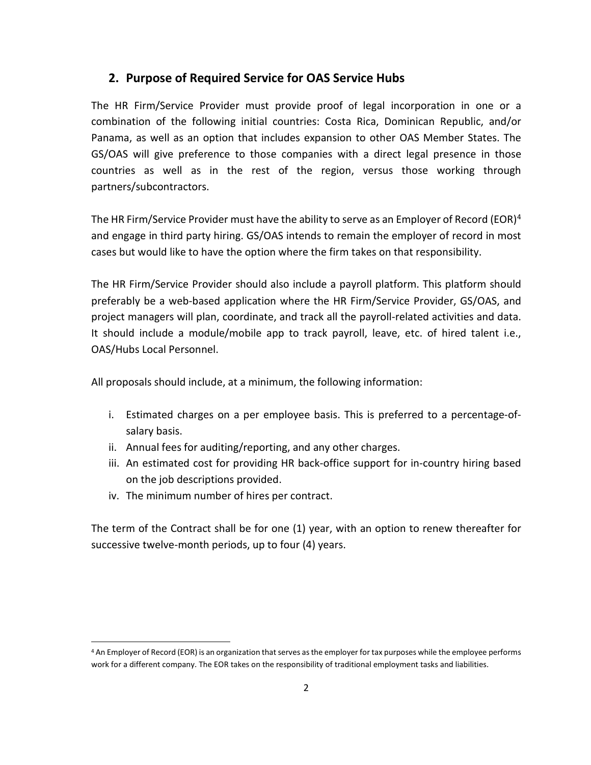## 2. Purpose of Required Service for OAS Service Hubs

The HR Firm/Service Provider must provide proof of legal incorporation in one or a combination of the following initial countries: Costa Rica, Dominican Republic, and/or Panama, as well as an option that includes expansion to other OAS Member States. The GS/OAS will give preference to those companies with a direct legal presence in those countries as well as in the rest of the region, versus those working through partners/subcontractors.

The HR Firm/Service Provider must have the ability to serve as an Employer of Record (EOR)[4] and engage in third party hiring. GS/OAS intends to remain the employer of record in most cases but would like to have the option where the firm takes on that responsibility.

The HR Firm/Service Provider should also include a payroll platform. This platform should preferably be a web-based application where the HR Firm/Service Provider, GS/OAS, and project managers will plan, coordinate, and track all the payroll-related activities and data. It should include a module/mobile app to track payroll, leave, etc. of hired talent i.e., OAS/Hubs Local Personnel.

All proposals should include, at a minimum, the following information:

i. Estimated charges on a per employee basis. This is preferred to a percentage-of-salary basis.
ii. Annual fees for auditing/reporting, and any other charges.
iii. An estimated cost for providing HR back-office support for in-country hiring based on the job descriptions provided.
iv. The minimum number of hires per contract.

The term of the Contract shall be for one (1) year, with an option to renew thereafter for successive twelve-month periods, up to four (4) years.

---

[4] An Employer of Record (EOR) is an organization that serves as the employer for tax purposes while the employee performs work for a different company. The EOR takes on the responsibility of traditional employment tasks and liabilities.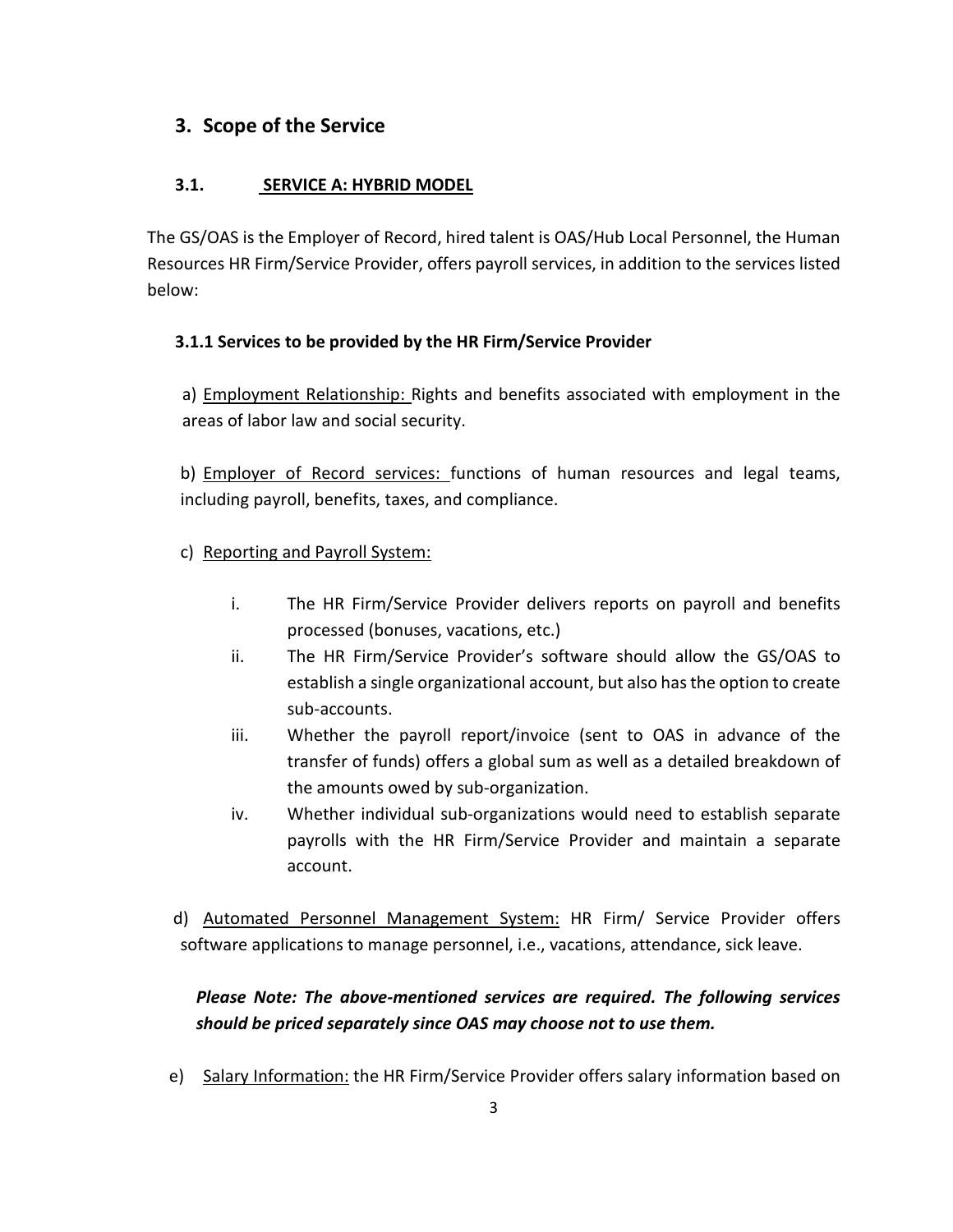## 3. Scope of the Service

### 3.1. SERVICE A: HYBRID MODEL

The GS/OAS is the Employer of Record, hired talent is OAS/Hub Local Personnel, the Human Resources HR Firm/Service Provider, offers payroll services, in addition to the services listed below:

#### 3.1.1 Services to be provided by the HR Firm/Service Provider

a) Employment Relationship: Rights and benefits associated with employment in the areas of labor law and social security.

b) Employer of Record services: functions of human resources and legal teams, including payroll, benefits, taxes, and compliance.

c) Reporting and Payroll System:

i. The HR Firm/Service Provider delivers reports on payroll and benefits processed (bonuses, vacations, etc.)

ii. The HR Firm/Service Provider's software should allow the GS/OAS to establish a single organizational account, but also has the option to create sub-accounts.

iii. Whether the payroll report/invoice (sent to OAS in advance of the transfer of funds) offers a global sum as well as a detailed breakdown of the amounts owed by sub-organization.

iv. Whether individual sub-organizations would need to establish separate payrolls with the HR Firm/Service Provider and maintain a separate account.

d) Automated Personnel Management System: HR Firm/ Service Provider offers software applications to manage personnel, i.e., vacations, attendance, sick leave.

***Please Note: The above-mentioned services are required. The following services should be priced separately since OAS may choose not to use them.***

e) Salary Information: the HR Firm/Service Provider offers salary information based on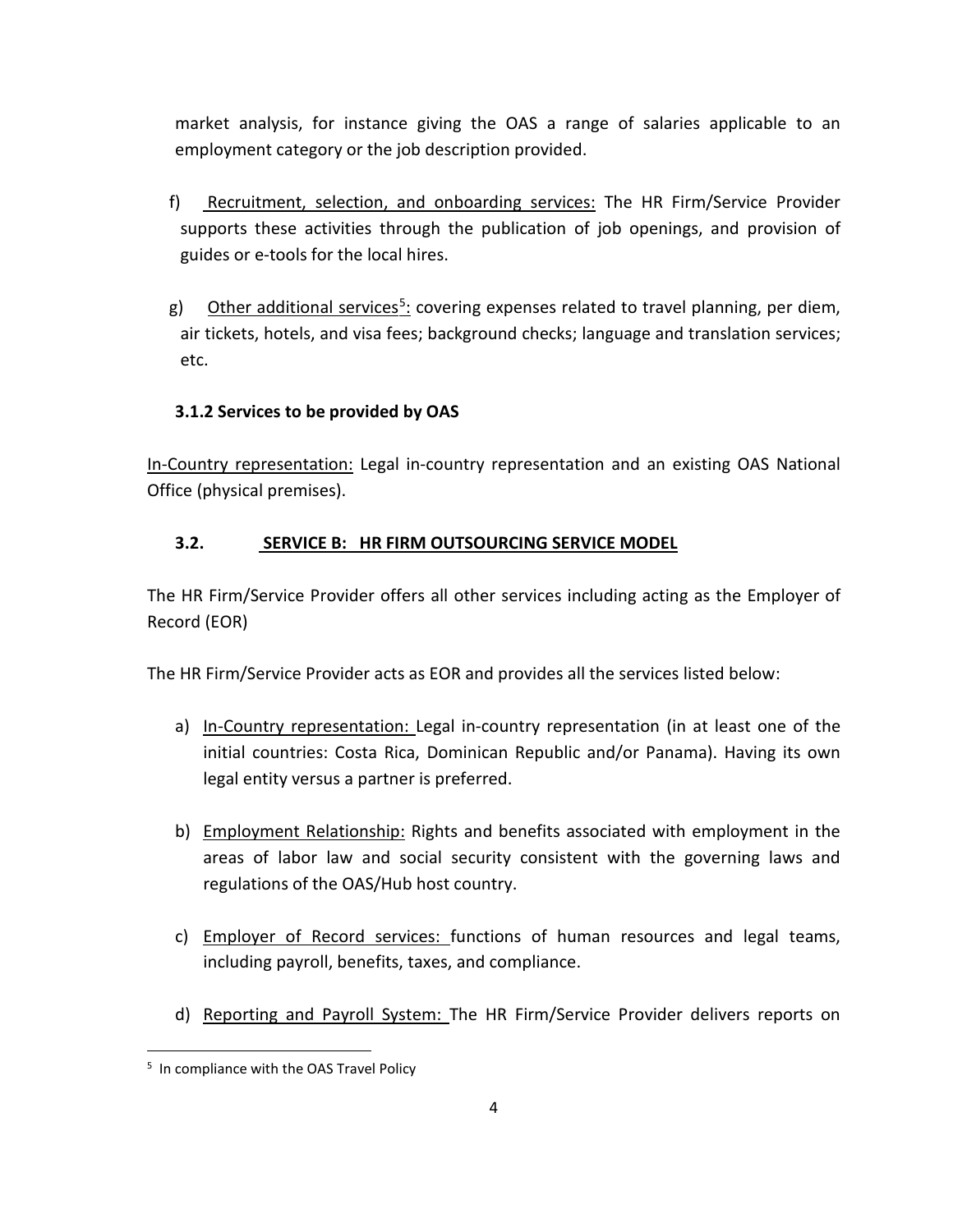market analysis, for instance giving the OAS a range of salaries applicable to an employment category or the job description provided.

f) Recruitment, selection, and onboarding services: The HR Firm/Service Provider supports these activities through the publication of job openings, and provision of guides or e-tools for the local hires.

g) Other additional services[5]: covering expenses related to travel planning, per diem, air tickets, hotels, and visa fees; background checks; language and translation services; etc.

### 3.1.2 Services to be provided by OAS

In-Country representation: Legal in-country representation and an existing OAS National Office (physical premises).

## 3.2. SERVICE B: HR FIRM OUTSOURCING SERVICE MODEL

The HR Firm/Service Provider offers all other services including acting as the Employer of Record (EOR)

The HR Firm/Service Provider acts as EOR and provides all the services listed below:

a) In-Country representation: Legal in-country representation (in at least one of the initial countries: Costa Rica, Dominican Republic and/or Panama). Having its own legal entity versus a partner is preferred.

b) Employment Relationship: Rights and benefits associated with employment in the areas of labor law and social security consistent with the governing laws and regulations of the OAS/Hub host country.

c) Employer of Record services: functions of human resources and legal teams, including payroll, benefits, taxes, and compliance.

d) Reporting and Payroll System: The HR Firm/Service Provider delivers reports on

[5] In compliance with the OAS Travel Policy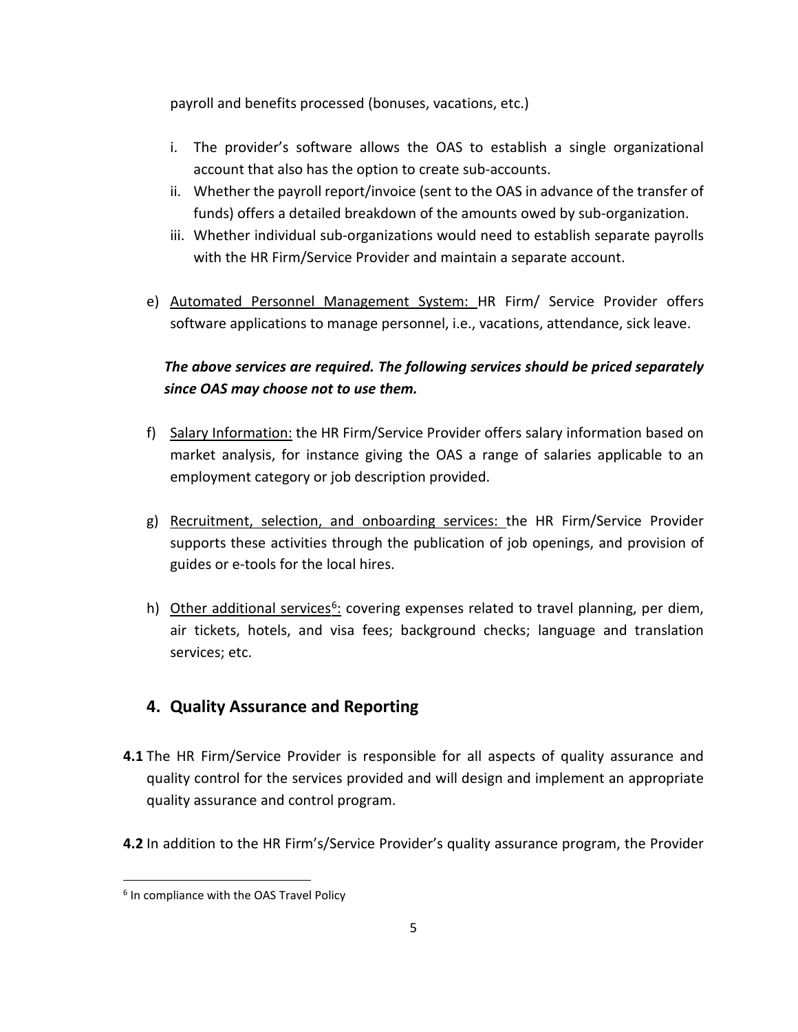payroll and benefits processed (bonuses, vacations, etc.)

i. The provider's software allows the OAS to establish a single organizational account that also has the option to create sub-accounts.
ii. Whether the payroll report/invoice (sent to the OAS in advance of the transfer of funds) offers a detailed breakdown of the amounts owed by sub-organization.
iii. Whether individual sub-organizations would need to establish separate payrolls with the HR Firm/Service Provider and maintain a separate account.

e) Automated Personnel Management System: HR Firm/ Service Provider offers software applications to manage personnel, i.e., vacations, attendance, sick leave.

***The above services are required. The following services should be priced separately since OAS may choose not to use them.***

f) Salary Information: the HR Firm/Service Provider offers salary information based on market analysis, for instance giving the OAS a range of salaries applicable to an employment category or job description provided.

g) Recruitment, selection, and onboarding services: the HR Firm/Service Provider supports these activities through the publication of job openings, and provision of guides or e-tools for the local hires.

h) Other additional services[6]: covering expenses related to travel planning, per diem, air tickets, hotels, and visa fees; background checks; language and translation services; etc.

## 4. Quality Assurance and Reporting

**4.1** The HR Firm/Service Provider is responsible for all aspects of quality assurance and quality control for the services provided and will design and implement an appropriate quality assurance and control program.

**4.2** In addition to the HR Firm's/Service Provider's quality assurance program, the Provider

[6] In compliance with the OAS Travel Policy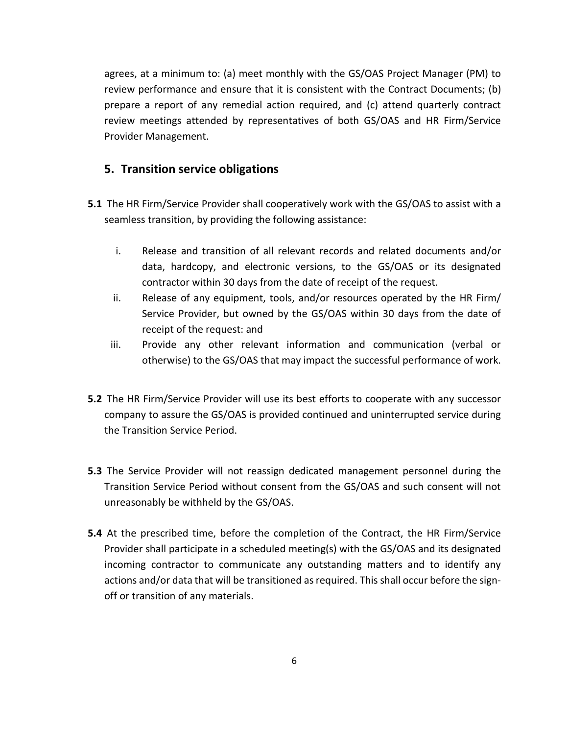agrees, at a minimum to: (a) meet monthly with the GS/OAS Project Manager (PM) to review performance and ensure that it is consistent with the Contract Documents; (b) prepare a report of any remedial action required, and (c) attend quarterly contract review meetings attended by representatives of both GS/OAS and HR Firm/Service Provider Management.

## 5. Transition service obligations

**5.1** The HR Firm/Service Provider shall cooperatively work with the GS/OAS to assist with a seamless transition, by providing the following assistance:

i. Release and transition of all relevant records and related documents and/or data, hardcopy, and electronic versions, to the GS/OAS or its designated contractor within 30 days from the date of receipt of the request.

ii. Release of any equipment, tools, and/or resources operated by the HR Firm/ Service Provider, but owned by the GS/OAS within 30 days from the date of receipt of the request: and

iii. Provide any other relevant information and communication (verbal or otherwise) to the GS/OAS that may impact the successful performance of work.

**5.2** The HR Firm/Service Provider will use its best efforts to cooperate with any successor company to assure the GS/OAS is provided continued and uninterrupted service during the Transition Service Period.

**5.3** The Service Provider will not reassign dedicated management personnel during the Transition Service Period without consent from the GS/OAS and such consent will not unreasonably be withheld by the GS/OAS.

**5.4** At the prescribed time, before the completion of the Contract, the HR Firm/Service Provider shall participate in a scheduled meeting(s) with the GS/OAS and its designated incoming contractor to communicate any outstanding matters and to identify any actions and/or data that will be transitioned as required. This shall occur before the sign-off or transition of any materials.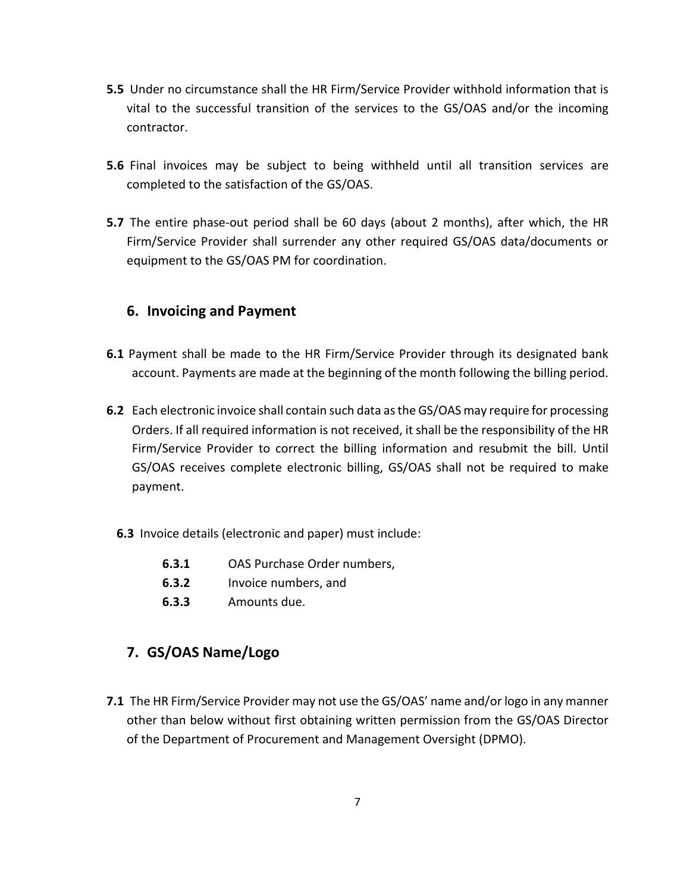**5.5** Under no circumstance shall the HR Firm/Service Provider withhold information that is vital to the successful transition of the services to the GS/OAS and/or the incoming contractor.

**5.6** Final invoices may be subject to being withheld until all transition services are completed to the satisfaction of the GS/OAS.

**5.7** The entire phase-out period shall be 60 days (about 2 months), after which, the HR Firm/Service Provider shall surrender any other required GS/OAS data/documents or equipment to the GS/OAS PM for coordination.

## 6. Invoicing and Payment

**6.1** Payment shall be made to the HR Firm/Service Provider through its designated bank account. Payments are made at the beginning of the month following the billing period.

**6.2** Each electronic invoice shall contain such data as the GS/OAS may require for processing Orders. If all required information is not received, it shall be the responsibility of the HR Firm/Service Provider to correct the billing information and resubmit the bill. Until GS/OAS receives complete electronic billing, GS/OAS shall not be required to make payment.

**6.3** Invoice details (electronic and paper) must include:

- **6.3.1** OAS Purchase Order numbers,
- **6.3.2** Invoice numbers, and
- **6.3.3** Amounts due.

## 7. GS/OAS Name/Logo

**7.1** The HR Firm/Service Provider may not use the GS/OAS' name and/or logo in any manner other than below without first obtaining written permission from the GS/OAS Director of the Department of Procurement and Management Oversight (DPMO).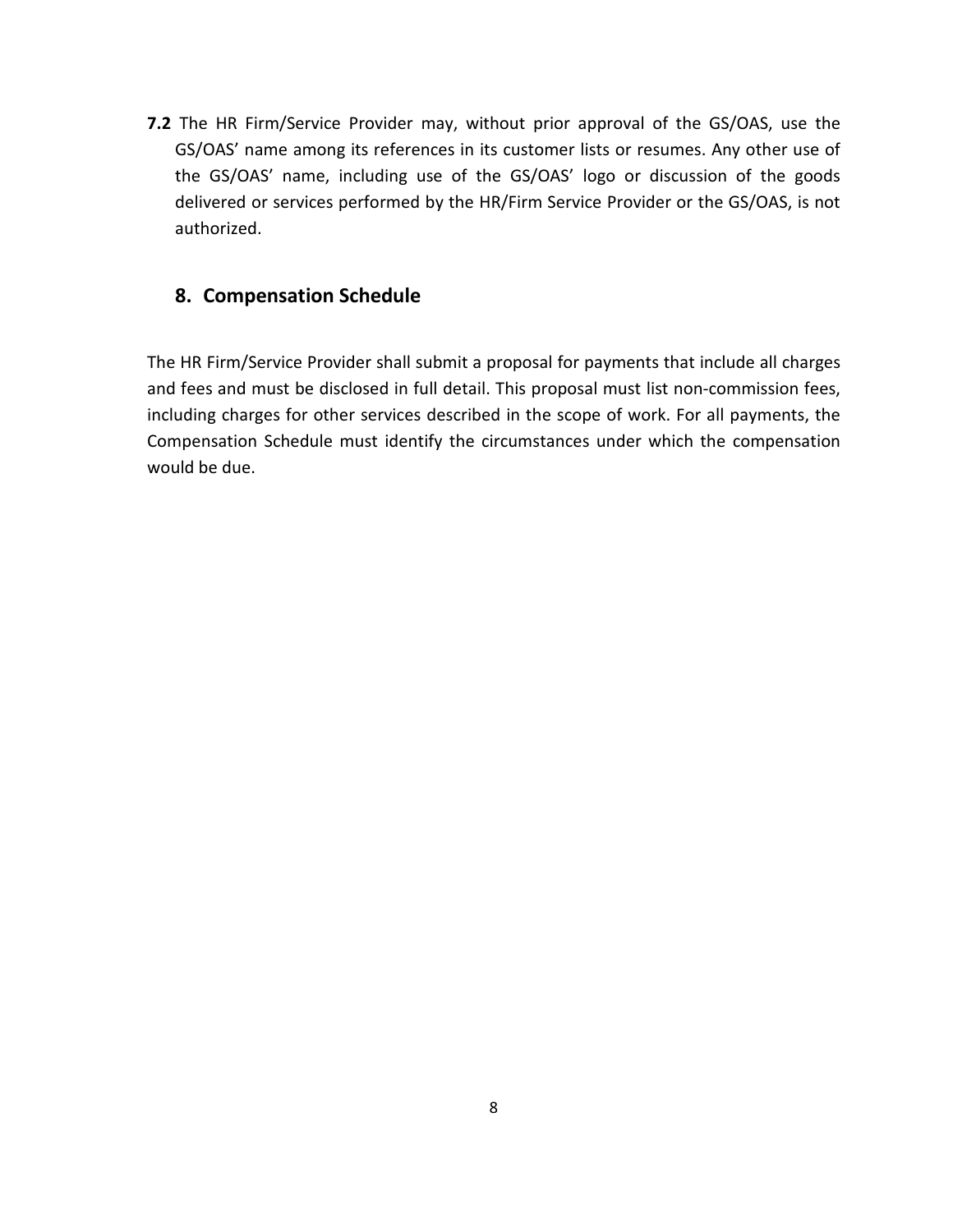**7.2** The HR Firm/Service Provider may, without prior approval of the GS/OAS, use the GS/OAS' name among its references in its customer lists or resumes. Any other use of the GS/OAS' name, including use of the GS/OAS' logo or discussion of the goods delivered or services performed by the HR/Firm Service Provider or the GS/OAS, is not authorized.

## 8. Compensation Schedule

The HR Firm/Service Provider shall submit a proposal for payments that include all charges and fees and must be disclosed in full detail. This proposal must list non-commission fees, including charges for other services described in the scope of work. For all payments, the Compensation Schedule must identify the circumstances under which the compensation would be due.